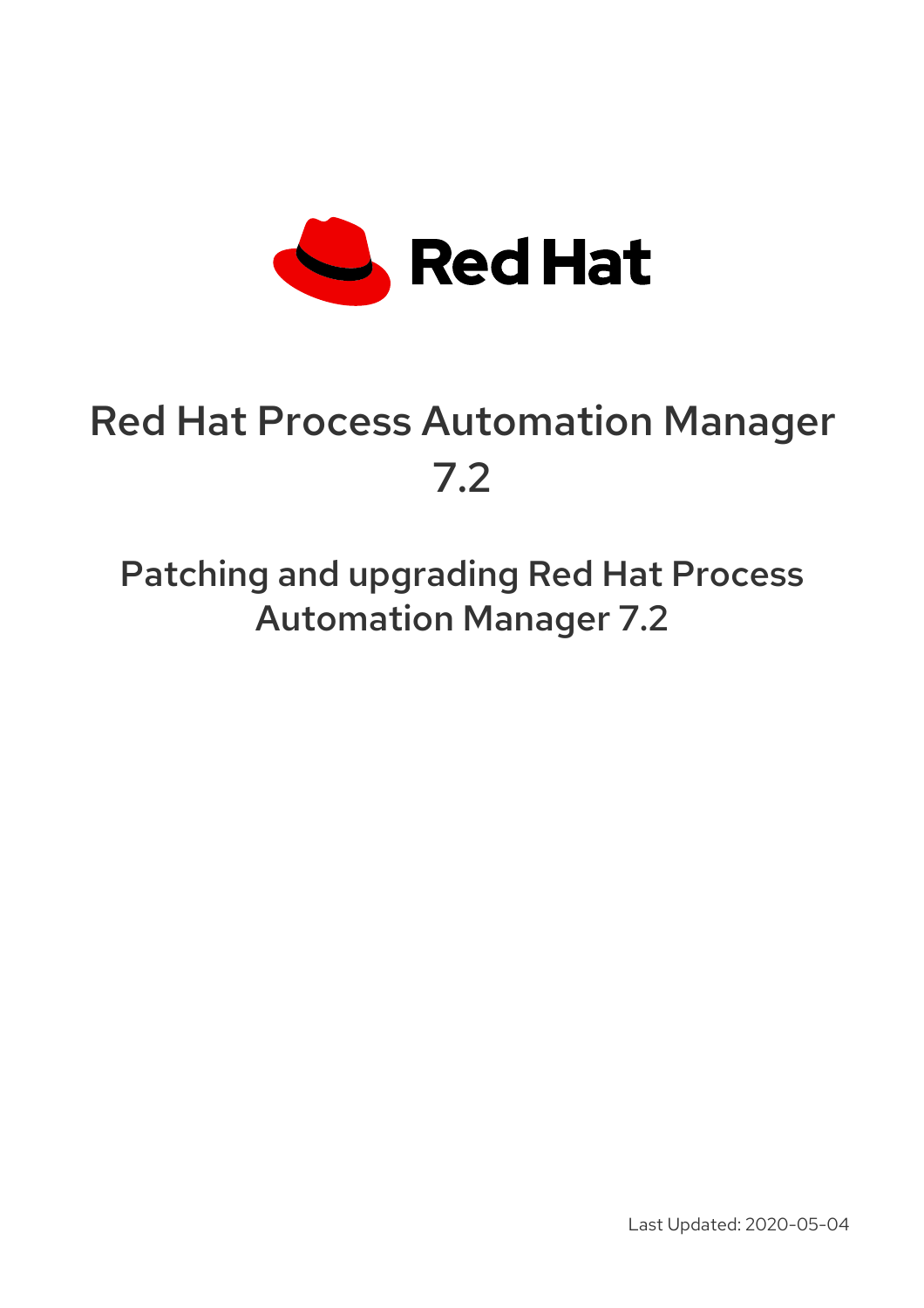# Red Hat Process Automation Manager 7.2

## Patching and upgrading Red Hat Process Automation Manager 7.2

Last Updated: 2020-05-04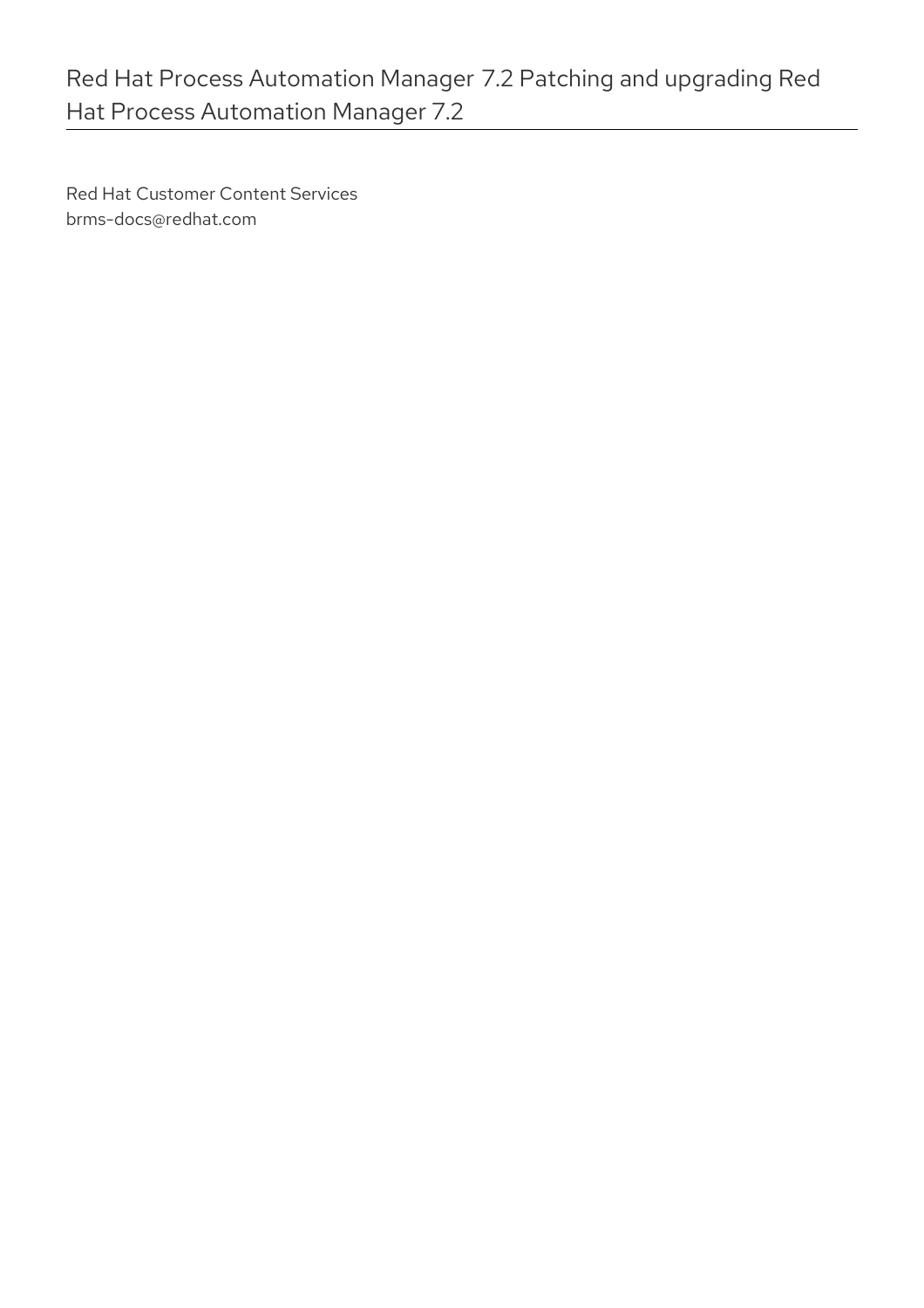# Red Hat Process Automation Manager 7.2 Patching and upgrading Red Hat Process Automation Manager 7.2

Red Hat Customer Content Services
brms-docs@redhat.com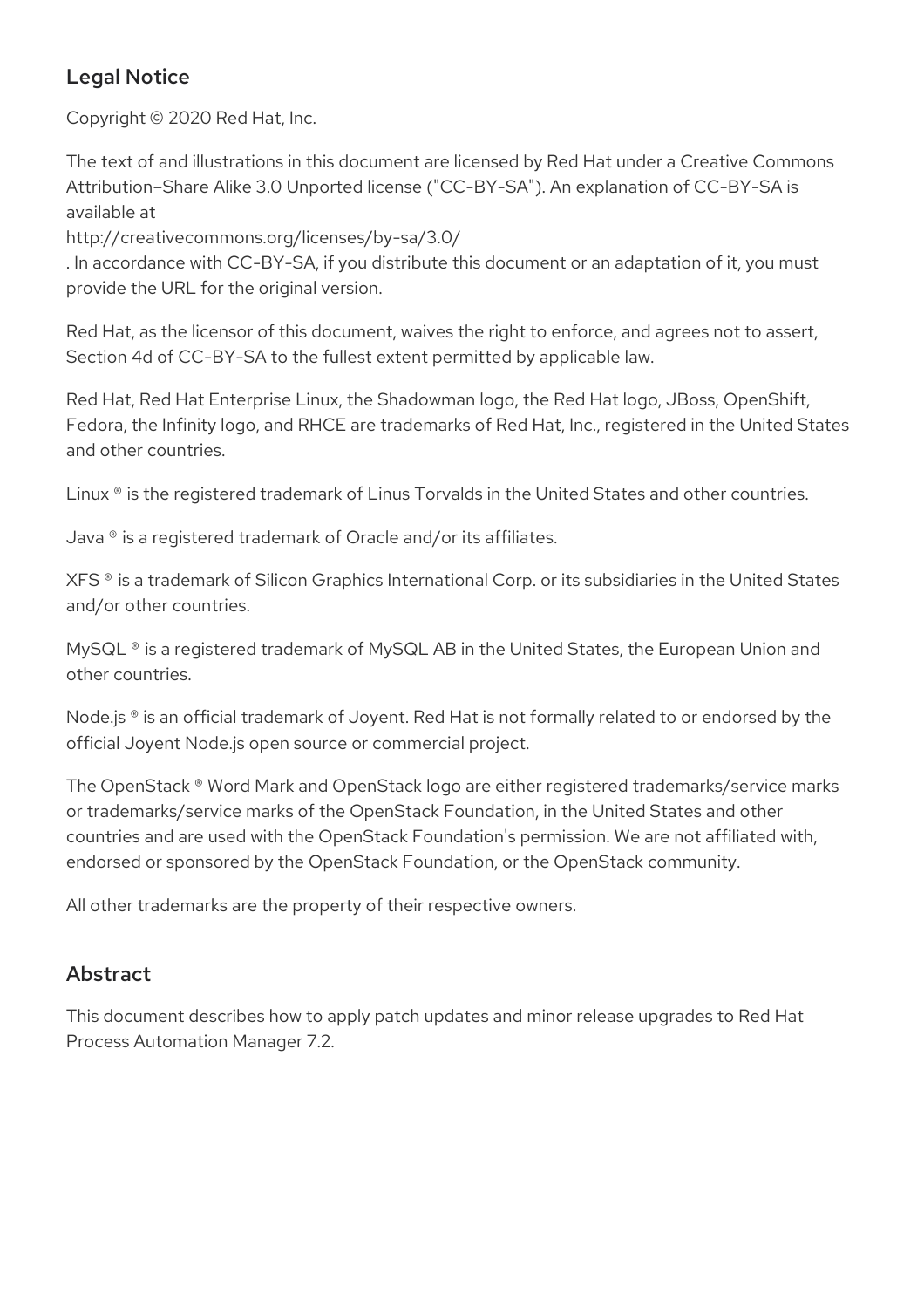## Legal Notice

Copyright © 2020 Red Hat, Inc.

The text of and illustrations in this document are licensed by Red Hat under a Creative Commons Attribution–Share Alike 3.0 Unported license ("CC-BY-SA"). An explanation of CC-BY-SA is available at
http://creativecommons.org/licenses/by-sa/3.0/
. In accordance with CC-BY-SA, if you distribute this document or an adaptation of it, you must provide the URL for the original version.

Red Hat, as the licensor of this document, waives the right to enforce, and agrees not to assert, Section 4d of CC-BY-SA to the fullest extent permitted by applicable law.

Red Hat, Red Hat Enterprise Linux, the Shadowman logo, the Red Hat logo, JBoss, OpenShift, Fedora, the Infinity logo, and RHCE are trademarks of Red Hat, Inc., registered in the United States and other countries.

Linux ® is the registered trademark of Linus Torvalds in the United States and other countries.

Java ® is a registered trademark of Oracle and/or its affiliates.

XFS ® is a trademark of Silicon Graphics International Corp. or its subsidiaries in the United States and/or other countries.

MySQL ® is a registered trademark of MySQL AB in the United States, the European Union and other countries.

Node.js ® is an official trademark of Joyent. Red Hat is not formally related to or endorsed by the official Joyent Node.js open source or commercial project.

The OpenStack ® Word Mark and OpenStack logo are either registered trademarks/service marks or trademarks/service marks of the OpenStack Foundation, in the United States and other countries and are used with the OpenStack Foundation's permission. We are not affiliated with, endorsed or sponsored by the OpenStack Foundation, or the OpenStack community.

All other trademarks are the property of their respective owners.

## Abstract

This document describes how to apply patch updates and minor release upgrades to Red Hat Process Automation Manager 7.2.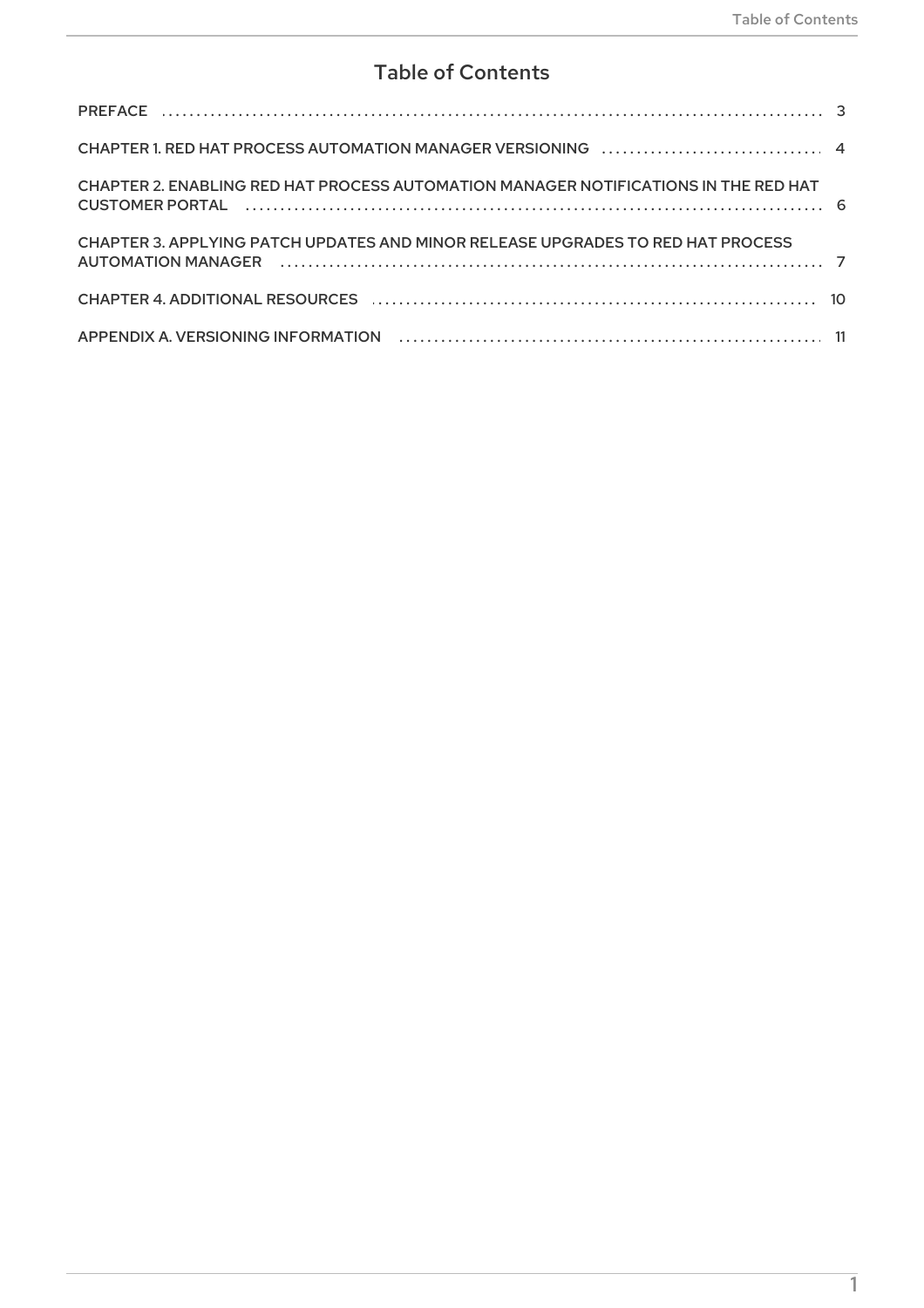# Table of Contents

PREFACE ........................................................................................................ 3

CHAPTER 1. RED HAT PROCESS AUTOMATION MANAGER VERSIONING ........................................ 4

CHAPTER 2. ENABLING RED HAT PROCESS AUTOMATION MANAGER NOTIFICATIONS IN THE RED HAT CUSTOMER PORTAL ........................................................................................................ 6

CHAPTER 3. APPLYING PATCH UPDATES AND MINOR RELEASE UPGRADES TO RED HAT PROCESS AUTOMATION MANAGER ........................................................................................................ 7

CHAPTER 4. ADDITIONAL RESOURCES ........................................................................................................ 10

APPENDIX A. VERSIONING INFORMATION ........................................................................................................ 11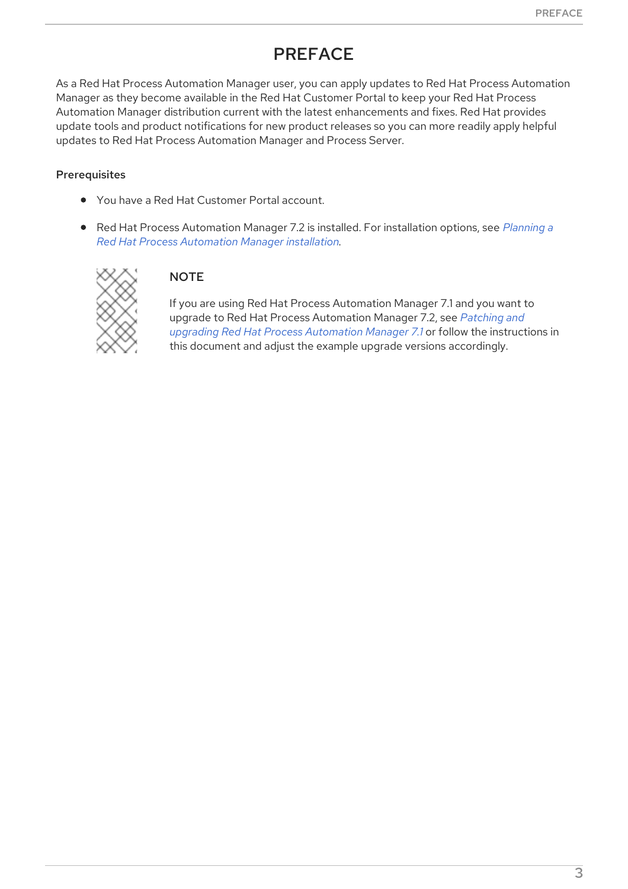# PREFACE

As a Red Hat Process Automation Manager user, you can apply updates to Red Hat Process Automation Manager as they become available in the Red Hat Customer Portal to keep your Red Hat Process Automation Manager distribution current with the latest enhancements and fixes. Red Hat provides update tools and product notifications for new product releases so you can more readily apply helpful updates to Red Hat Process Automation Manager and Process Server.

### Prerequisites

- You have a Red Hat Customer Portal account.
- Red Hat Process Automation Manager 7.2 is installed. For installation options, see *Planning a Red Hat Process Automation Manager installation*.

> **NOTE**
>
> If you are using Red Hat Process Automation Manager 7.1 and you want to upgrade to Red Hat Process Automation Manager 7.2, see *Patching and upgrading Red Hat Process Automation Manager 7.1* or follow the instructions in this document and adjust the example upgrade versions accordingly.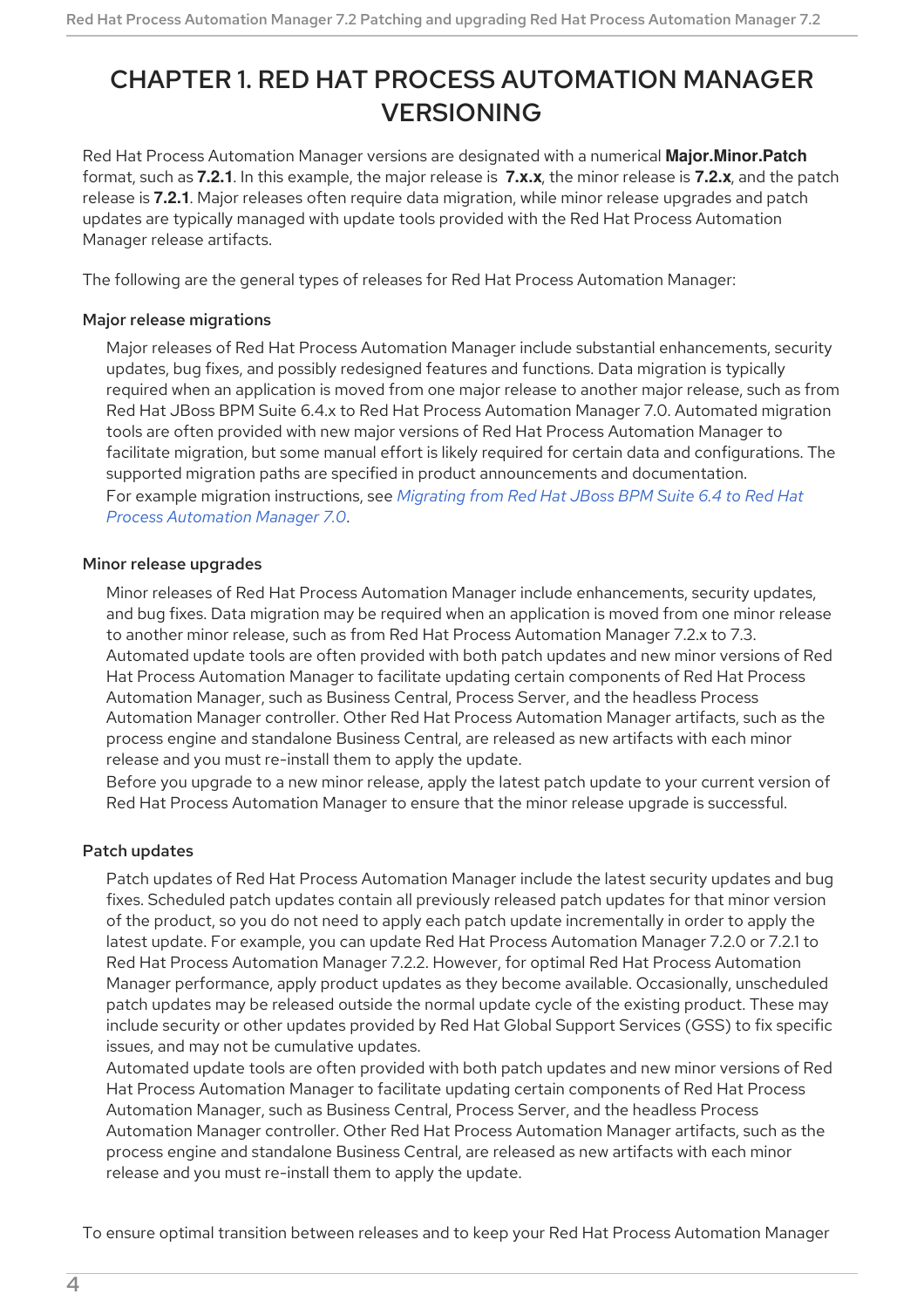# CHAPTER 1. RED HAT PROCESS AUTOMATION MANAGER VERSIONING

Red Hat Process Automation Manager versions are designated with a numerical **Major.Minor.Patch** format, such as **7.2.1**. In this example, the major release is **7.x.x**, the minor release is **7.2.x**, and the patch release is **7.2.1**. Major releases often require data migration, while minor release upgrades and patch updates are typically managed with update tools provided with the Red Hat Process Automation Manager release artifacts.

The following are the general types of releases for Red Hat Process Automation Manager:

**Major release migrations**

Major releases of Red Hat Process Automation Manager include substantial enhancements, security updates, bug fixes, and possibly redesigned features and functions. Data migration is typically required when an application is moved from one major release to another major release, such as from Red Hat JBoss BPM Suite 6.4.x to Red Hat Process Automation Manager 7.0. Automated migration tools are often provided with new major versions of Red Hat Process Automation Manager to facilitate migration, but some manual effort is likely required for certain data and configurations. The supported migration paths are specified in product announcements and documentation.
For example migration instructions, see *Migrating from Red Hat JBoss BPM Suite 6.4 to Red Hat Process Automation Manager 7.0*.

**Minor release upgrades**

Minor releases of Red Hat Process Automation Manager include enhancements, security updates, and bug fixes. Data migration may be required when an application is moved from one minor release to another minor release, such as from Red Hat Process Automation Manager 7.2.x to 7.3. Automated update tools are often provided with both patch updates and new minor versions of Red Hat Process Automation Manager to facilitate updating certain components of Red Hat Process Automation Manager, such as Business Central, Process Server, and the headless Process Automation Manager controller. Other Red Hat Process Automation Manager artifacts, such as the process engine and standalone Business Central, are released as new artifacts with each minor release and you must re-install them to apply the update.
Before you upgrade to a new minor release, apply the latest patch update to your current version of Red Hat Process Automation Manager to ensure that the minor release upgrade is successful.

**Patch updates**

Patch updates of Red Hat Process Automation Manager include the latest security updates and bug fixes. Scheduled patch updates contain all previously released patch updates for that minor version of the product, so you do not need to apply each patch update incrementally in order to apply the latest update. For example, you can update Red Hat Process Automation Manager 7.2.0 or 7.2.1 to Red Hat Process Automation Manager 7.2.2. However, for optimal Red Hat Process Automation Manager performance, apply product updates as they become available. Occasionally, unscheduled patch updates may be released outside the normal update cycle of the existing product. These may include security or other updates provided by Red Hat Global Support Services (GSS) to fix specific issues, and may not be cumulative updates.
Automated update tools are often provided with both patch updates and new minor versions of Red Hat Process Automation Manager to facilitate updating certain components of Red Hat Process Automation Manager, such as Business Central, Process Server, and the headless Process Automation Manager controller. Other Red Hat Process Automation Manager artifacts, such as the process engine and standalone Business Central, are released as new artifacts with each minor release and you must re-install them to apply the update.

To ensure optimal transition between releases and to keep your Red Hat Process Automation Manager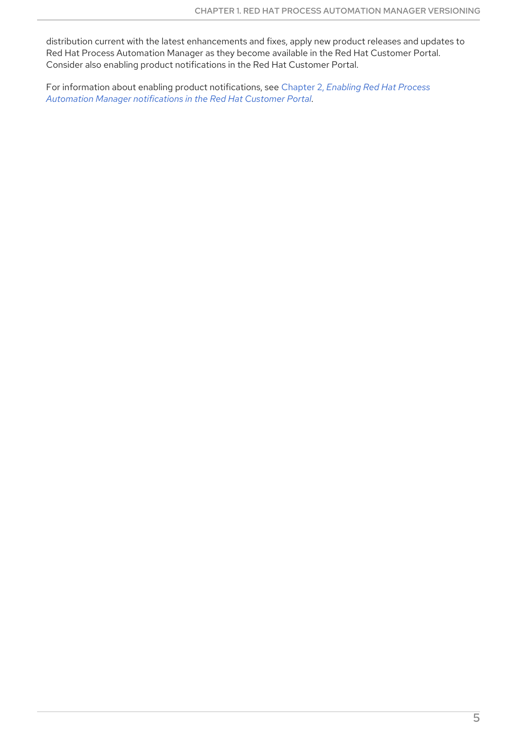distribution current with the latest enhancements and fixes, apply new product releases and updates to Red Hat Process Automation Manager as they become available in the Red Hat Customer Portal. Consider also enabling product notifications in the Red Hat Customer Portal.

For information about enabling product notifications, see Chapter 2, *Enabling Red Hat Process Automation Manager notifications in the Red Hat Customer Portal*.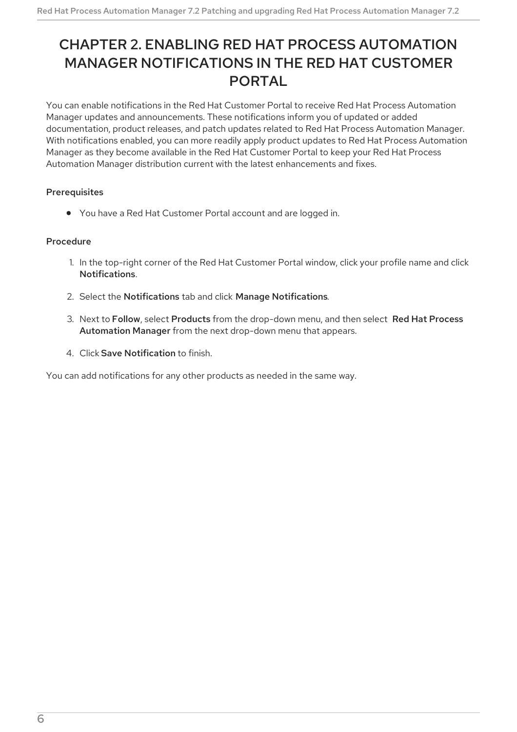# CHAPTER 2. ENABLING RED HAT PROCESS AUTOMATION MANAGER NOTIFICATIONS IN THE RED HAT CUSTOMER PORTAL

You can enable notifications in the Red Hat Customer Portal to receive Red Hat Process Automation Manager updates and announcements. These notifications inform you of updated or added documentation, product releases, and patch updates related to Red Hat Process Automation Manager. With notifications enabled, you can more readily apply product updates to Red Hat Process Automation Manager as they become available in the Red Hat Customer Portal to keep your Red Hat Process Automation Manager distribution current with the latest enhancements and fixes.

### Prerequisites

- You have a Red Hat Customer Portal account and are logged in.

### Procedure

1. In the top-right corner of the Red Hat Customer Portal window, click your profile name and click **Notifications**.
2. Select the **Notifications** tab and click **Manage Notifications**.
3. Next to **Follow**, select **Products** from the drop-down menu, and then select **Red Hat Process Automation Manager** from the next drop-down menu that appears.
4. Click **Save Notification** to finish.

You can add notifications for any other products as needed in the same way.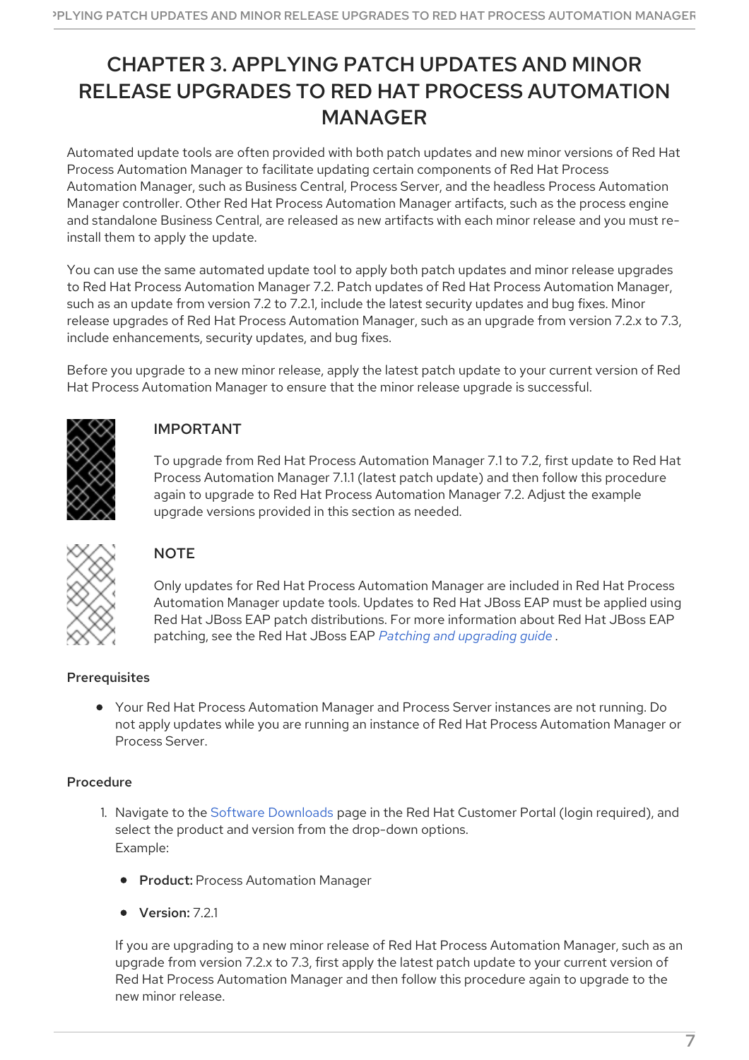# CHAPTER 3. APPLYING PATCH UPDATES AND MINOR RELEASE UPGRADES TO RED HAT PROCESS AUTOMATION MANAGER

Automated update tools are often provided with both patch updates and new minor versions of Red Hat Process Automation Manager to facilitate updating certain components of Red Hat Process Automation Manager, such as Business Central, Process Server, and the headless Process Automation Manager controller. Other Red Hat Process Automation Manager artifacts, such as the process engine and standalone Business Central, are released as new artifacts with each minor release and you must re-install them to apply the update.

You can use the same automated update tool to apply both patch updates and minor release upgrades to Red Hat Process Automation Manager 7.2. Patch updates of Red Hat Process Automation Manager, such as an update from version 7.2 to 7.2.1, include the latest security updates and bug fixes. Minor release upgrades of Red Hat Process Automation Manager, such as an upgrade from version 7.2.x to 7.3, include enhancements, security updates, and bug fixes.

Before you upgrade to a new minor release, apply the latest patch update to your current version of Red Hat Process Automation Manager to ensure that the minor release upgrade is successful.

> **IMPORTANT**
>
> To upgrade from Red Hat Process Automation Manager 7.1 to 7.2, first update to Red Hat Process Automation Manager 7.1.1 (latest patch update) and then follow this procedure again to upgrade to Red Hat Process Automation Manager 7.2. Adjust the example upgrade versions provided in this section as needed.

> **NOTE**
>
> Only updates for Red Hat Process Automation Manager are included in Red Hat Process Automation Manager update tools. Updates to Red Hat JBoss EAP must be applied using Red Hat JBoss EAP patch distributions. For more information about Red Hat JBoss EAP patching, see the Red Hat JBoss EAP *Patching and upgrading guide* .

**Prerequisites**

- Your Red Hat Process Automation Manager and Process Server instances are not running. Do not apply updates while you are running an instance of Red Hat Process Automation Manager or Process Server.

**Procedure**

1. Navigate to the Software Downloads page in the Red Hat Customer Portal (login required), and select the product and version from the drop-down options.
   Example:

   - **Product:** Process Automation Manager
   - **Version:** 7.2.1

   If you are upgrading to a new minor release of Red Hat Process Automation Manager, such as an upgrade from version 7.2.x to 7.3, first apply the latest patch update to your current version of Red Hat Process Automation Manager and then follow this procedure again to upgrade to the new minor release.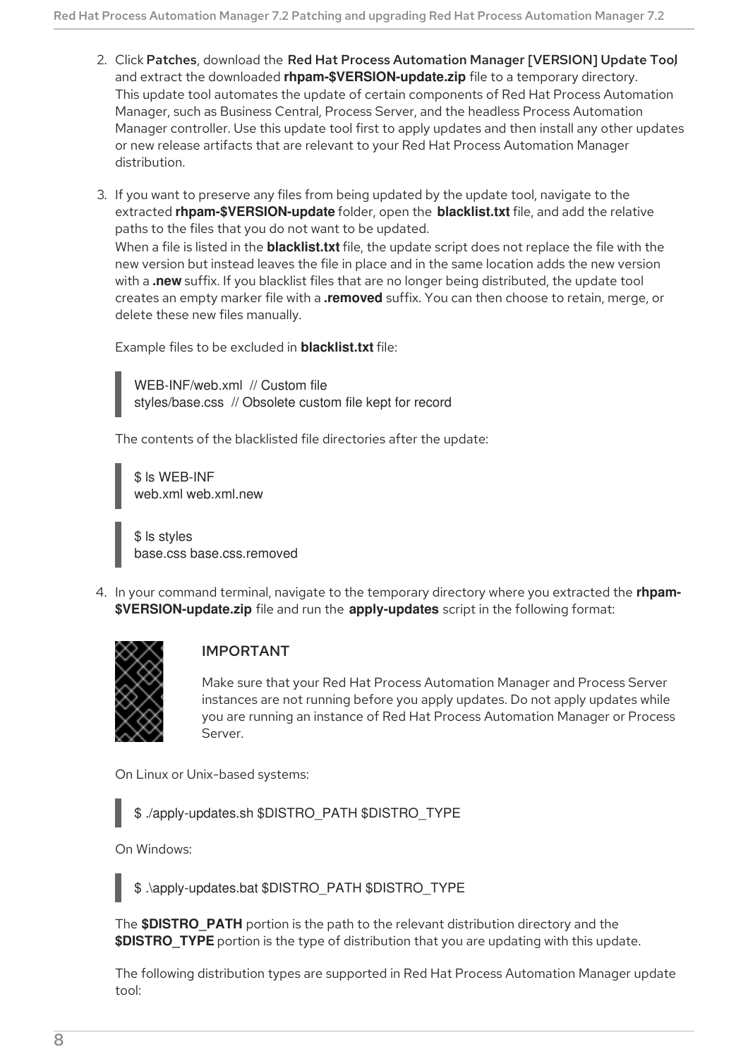2. Click **Patches**, download the **Red Hat Process Automation Manager [VERSION] Update Tool** and extract the downloaded **rhpam-$VERSION-update.zip** file to a temporary directory.
   This update tool automates the update of certain components of Red Hat Process Automation Manager, such as Business Central, Process Server, and the headless Process Automation Manager controller. Use this update tool first to apply updates and then install any other updates or new release artifacts that are relevant to your Red Hat Process Automation Manager distribution.

3. If you want to preserve any files from being updated by the update tool, navigate to the extracted **rhpam-$VERSION-update** folder, open the **blacklist.txt** file, and add the relative paths to the files that you do not want to be updated.
   When a file is listed in the **blacklist.txt** file, the update script does not replace the file with the new version but instead leaves the file in place and in the same location adds the new version with a **.new** suffix. If you blacklist files that are no longer being distributed, the update tool creates an empty marker file with a **.removed** suffix. You can then choose to retain, merge, or delete these new files manually.

   Example files to be excluded in **blacklist.txt** file:

   ```
   WEB-INF/web.xml  // Custom file
   styles/base.css  // Obsolete custom file kept for record
   ```

   The contents of the blacklisted file directories after the update:

   ```
   $ ls WEB-INF
   web.xml web.xml.new
   ```

   ```
   $ ls styles
   base.css base.css.removed
   ```

4. In your command terminal, navigate to the temporary directory where you extracted the **rhpam-$VERSION-update.zip** file and run the **apply-updates** script in the following format:

   > **IMPORTANT**
   >
   > Make sure that your Red Hat Process Automation Manager and Process Server instances are not running before you apply updates. Do not apply updates while you are running an instance of Red Hat Process Automation Manager or Process Server.

   On Linux or Unix-based systems:

   ```
   $ ./apply-updates.sh $DISTRO_PATH $DISTRO_TYPE
   ```

   On Windows:

   ```
   $ .\apply-updates.bat $DISTRO_PATH $DISTRO_TYPE
   ```

   The **$DISTRO_PATH** portion is the path to the relevant distribution directory and the **$DISTRO_TYPE** portion is the type of distribution that you are updating with this update.

   The following distribution types are supported in Red Hat Process Automation Manager update tool: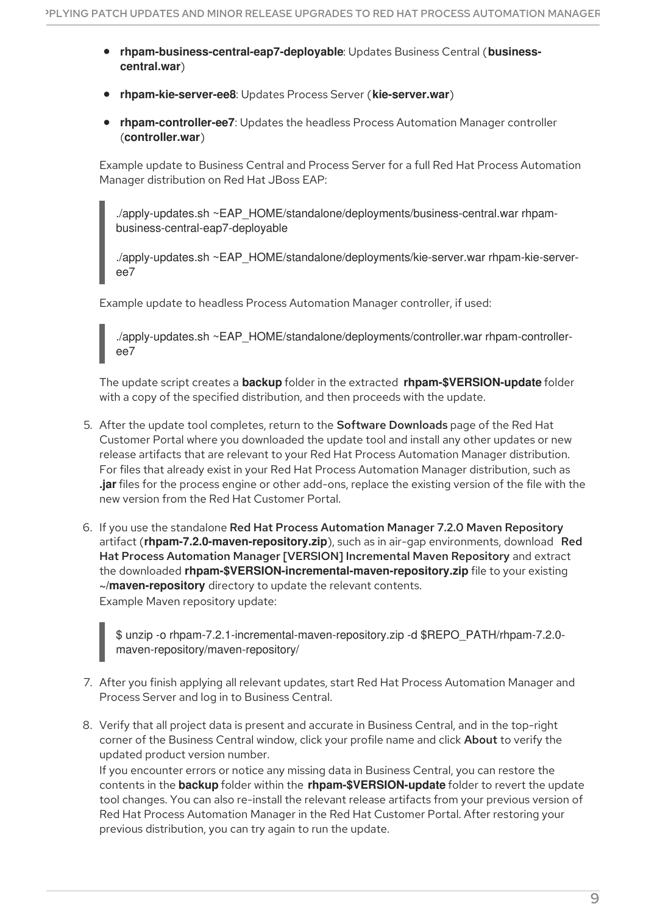- **rhpam-business-central-eap7-deployable**: Updates Business Central (**business-central.war**)
- **rhpam-kie-server-ee8**: Updates Process Server (**kie-server.war**)
- **rhpam-controller-ee7**: Updates the headless Process Automation Manager controller (**controller.war**)

Example update to Business Central and Process Server for a full Red Hat Process Automation Manager distribution on Red Hat JBoss EAP:

```
./apply-updates.sh ~EAP_HOME/standalone/deployments/business-central.war rhpam-business-central-eap7-deployable

./apply-updates.sh ~EAP_HOME/standalone/deployments/kie-server.war rhpam-kie-server-ee7
```

Example update to headless Process Automation Manager controller, if used:

```
./apply-updates.sh ~EAP_HOME/standalone/deployments/controller.war rhpam-controller-ee7
```

The update script creates a **backup** folder in the extracted **rhpam-$VERSION-update** folder with a copy of the specified distribution, and then proceeds with the update.

5. After the update tool completes, return to the **Software Downloads** page of the Red Hat Customer Portal where you downloaded the update tool and install any other updates or new release artifacts that are relevant to your Red Hat Process Automation Manager distribution. For files that already exist in your Red Hat Process Automation Manager distribution, such as **.jar** files for the process engine or other add-ons, replace the existing version of the file with the new version from the Red Hat Customer Portal.

6. If you use the standalone **Red Hat Process Automation Manager 7.2.0 Maven Repository** artifact (**rhpam-7.2.0-maven-repository.zip**), such as in air-gap environments, download **Red Hat Process Automation Manager [VERSION] Incremental Maven Repository** and extract the downloaded **rhpam-$VERSION-incremental-maven-repository.zip** file to your existing **~/maven-repository** directory to update the relevant contents.
   Example Maven repository update:

   ```
   $ unzip -o rhpam-7.2.1-incremental-maven-repository.zip -d $REPO_PATH/rhpam-7.2.0-maven-repository/maven-repository/
   ```

7. After you finish applying all relevant updates, start Red Hat Process Automation Manager and Process Server and log in to Business Central.

8. Verify that all project data is present and accurate in Business Central, and in the top-right corner of the Business Central window, click your profile name and click **About** to verify the updated product version number.
   If you encounter errors or notice any missing data in Business Central, you can restore the contents in the **backup** folder within the **rhpam-$VERSION-update** folder to revert the update tool changes. You can also re-install the relevant release artifacts from your previous version of Red Hat Process Automation Manager in the Red Hat Customer Portal. After restoring your previous distribution, you can try again to run the update.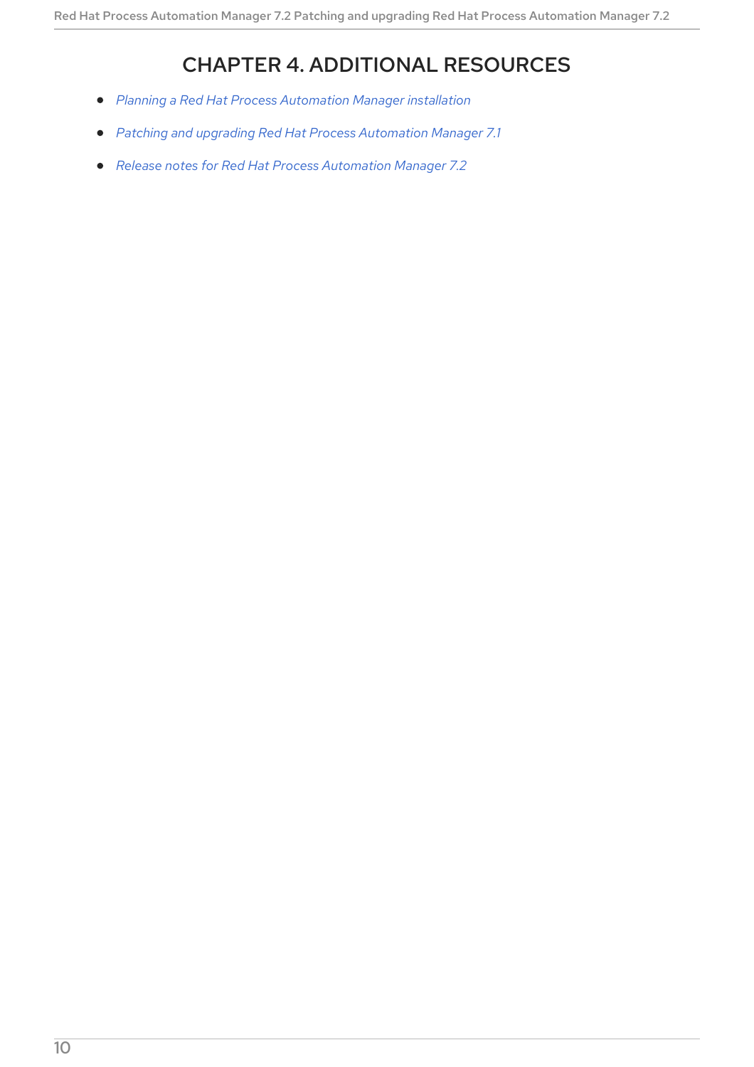# CHAPTER 4. ADDITIONAL RESOURCES

- *Planning a Red Hat Process Automation Manager installation*
- *Patching and upgrading Red Hat Process Automation Manager 7.1*
- *Release notes for Red Hat Process Automation Manager 7.2*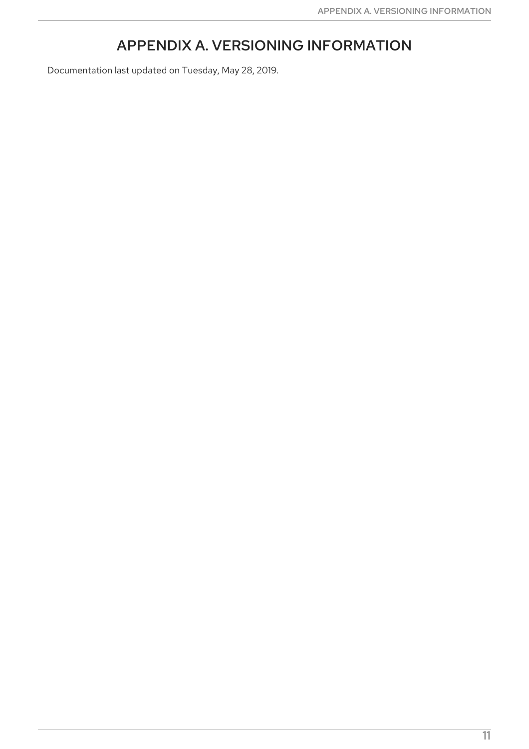# APPENDIX A. VERSIONING INFORMATION

Documentation last updated on Tuesday, May 28, 2019.